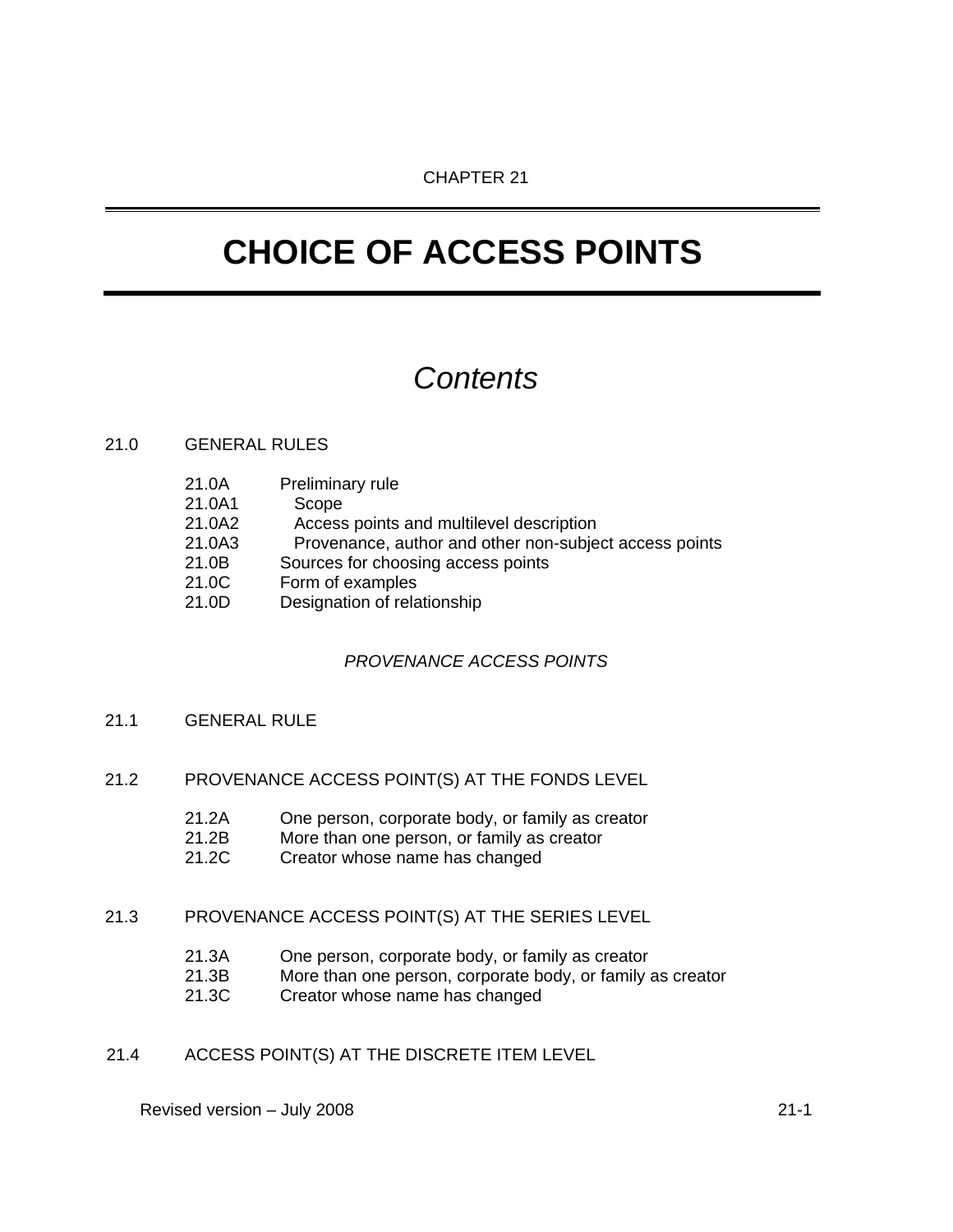CHAPTER 21

# CHOICE OF ACCESS POINTS

## *Contents*

21.0 GENERAL RULES

- 21.0A Preliminary rule
- 21.0A1 Scope
- 21.0A2 Access points and multilevel description
- 21.0A3 Provenance, author and other non-subject access points
- 21.0B Sources for choosing access points
- 21.0C Form of examples
- 21.0D Designation of relationship

*PROVENANCE ACCESS POINTS*

21.1 GENERAL RULE

21.2 PROVENANCE ACCESS POINT(S) AT THE FONDS LEVEL

- 21.2A One person, corporate body, or family as creator
- 21.2B More than one person, or family as creator
- 21.2C Creator whose name has changed

21.3 PROVENANCE ACCESS POINT(S) AT THE SERIES LEVEL

- 21.3A One person, corporate body, or family as creator
- 21.3B More than one person, corporate body, or family as creator
- 21.3C Creator whose name has changed

21.4 ACCESS POINT(S) AT THE DISCRETE ITEM LEVEL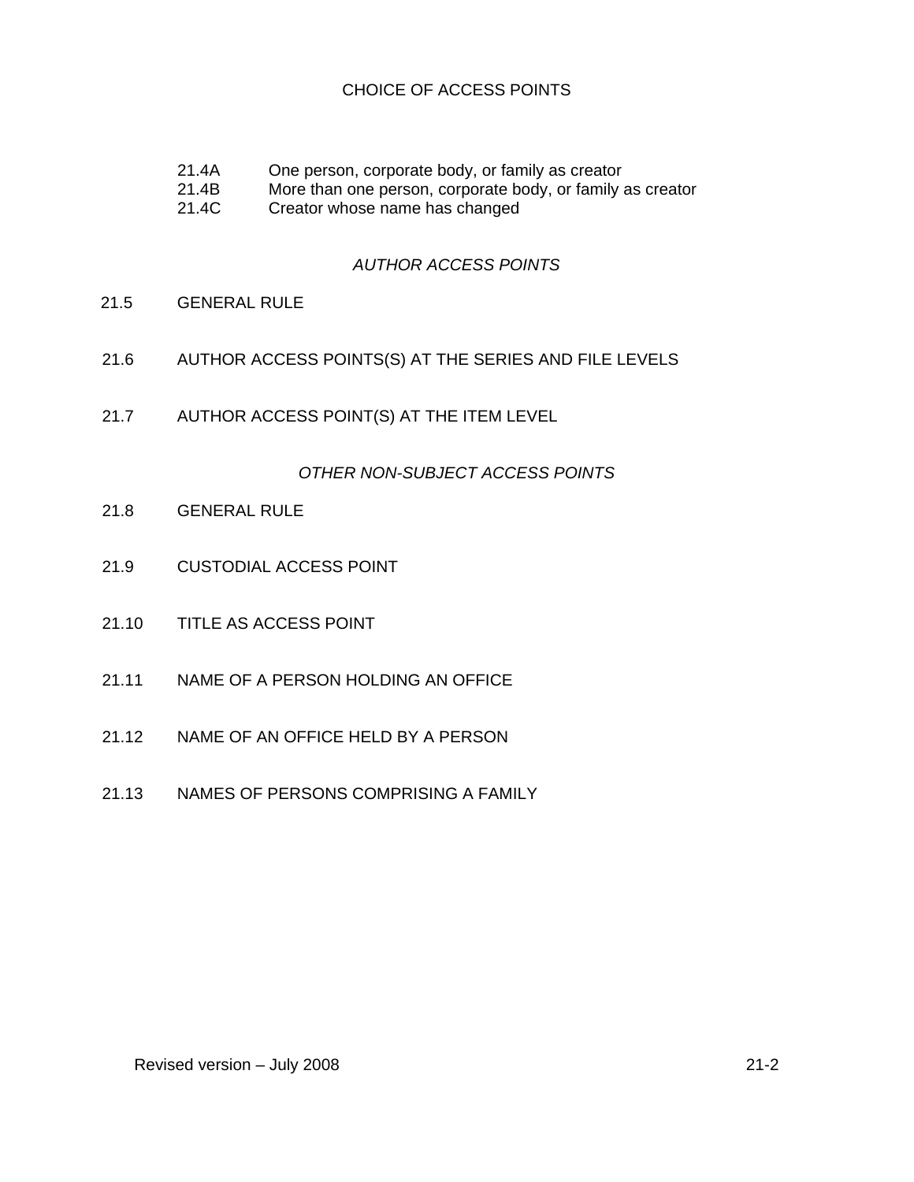CHOICE OF ACCESS POINTS

- 21.4A One person, corporate body, or family as creator
- 21.4B More than one person, corporate body, or family as creator
- 21.4C Creator whose name has changed

*AUTHOR ACCESS POINTS*

21.5 GENERAL RULE

21.6 AUTHOR ACCESS POINTS(S) AT THE SERIES AND FILE LEVELS

21.7 AUTHOR ACCESS POINT(S) AT THE ITEM LEVEL

*OTHER NON-SUBJECT ACCESS POINTS*

21.8 GENERAL RULE

21.9 CUSTODIAL ACCESS POINT

21.10 TITLE AS ACCESS POINT

21.11 NAME OF A PERSON HOLDING AN OFFICE

21.12 NAME OF AN OFFICE HELD BY A PERSON

21.13 NAMES OF PERSONS COMPRISING A FAMILY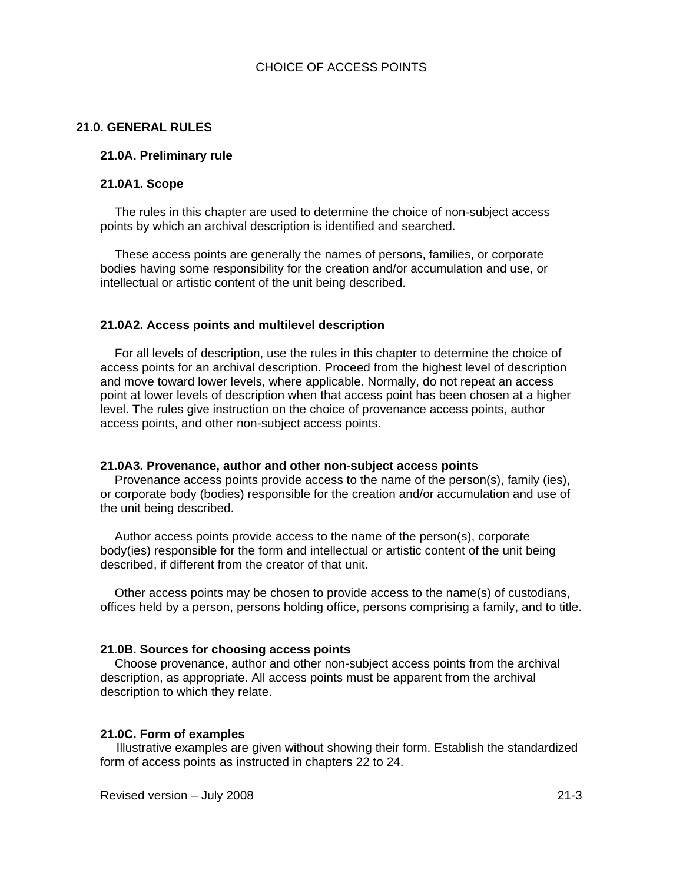# CHOICE OF ACCESS POINTS

## 21.0. GENERAL RULES

### 21.0A. Preliminary rule

#### 21.0A1. Scope

The rules in this chapter are used to determine the choice of non-subject access points by which an archival description is identified and searched.

These access points are generally the names of persons, families, or corporate bodies having some responsibility for the creation and/or accumulation and use, or intellectual or artistic content of the unit being described.

#### 21.0A2. Access points and multilevel description

For all levels of description, use the rules in this chapter to determine the choice of access points for an archival description. Proceed from the highest level of description and move toward lower levels, where applicable. Normally, do not repeat an access point at lower levels of description when that access point has been chosen at a higher level. The rules give instruction on the choice of provenance access points, author access points, and other non-subject access points.

#### 21.0A3. Provenance, author and other non-subject access points

Provenance access points provide access to the name of the person(s), family (ies), or corporate body (bodies) responsible for the creation and/or accumulation and use of the unit being described.

Author access points provide access to the name of the person(s), corporate body(ies) responsible for the form and intellectual or artistic content of the unit being described, if different from the creator of that unit.

Other access points may be chosen to provide access to the name(s) of custodians, offices held by a person, persons holding office, persons comprising a family, and to title.

### 21.0B. Sources for choosing access points

Choose provenance, author and other non-subject access points from the archival description, as appropriate. All access points must be apparent from the archival description to which they relate.

### 21.0C. Form of examples

Illustrative examples are given without showing their form. Establish the standardized form of access points as instructed in chapters 22 to 24.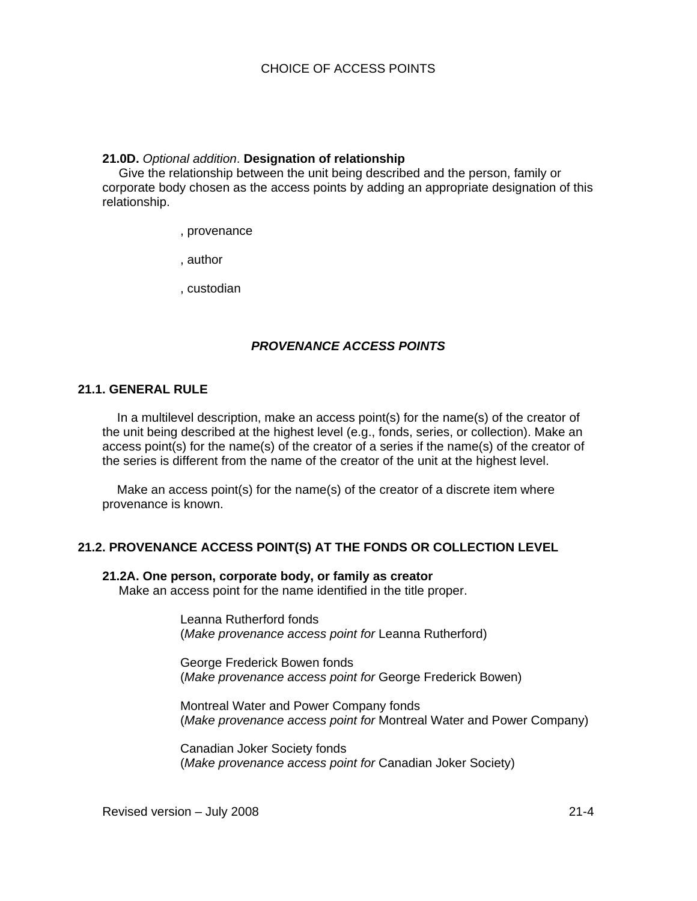**21.0D.** *Optional addition*. **Designation of relationship**

Give the relationship between the unit being described and the person, family or corporate body chosen as the access points by adding an appropriate designation of this relationship.

> , provenance
>
> , author
>
> , custodian

### *PROVENANCE ACCESS POINTS*

## 21.1. GENERAL RULE

In a multilevel description, make an access point(s) for the name(s) of the creator of the unit being described at the highest level (e.g., fonds, series, or collection). Make an access point(s) for the name(s) of the creator of a series if the name(s) of the creator of the series is different from the name of the creator of the unit at the highest level.

Make an access point(s) for the name(s) of the creator of a discrete item where provenance is known.

## 21.2. PROVENANCE ACCESS POINT(S) AT THE FONDS OR COLLECTION LEVEL

### 21.2A. One person, corporate body, or family as creator

Make an access point for the name identified in the title proper.

> Leanna Rutherford fonds
> (*Make provenance access point for* Leanna Rutherford)
>
> George Frederick Bowen fonds
> (*Make provenance access point for* George Frederick Bowen)
>
> Montreal Water and Power Company fonds
> (*Make provenance access point for* Montreal Water and Power Company)
>
> Canadian Joker Society fonds
> (*Make provenance access point for* Canadian Joker Society)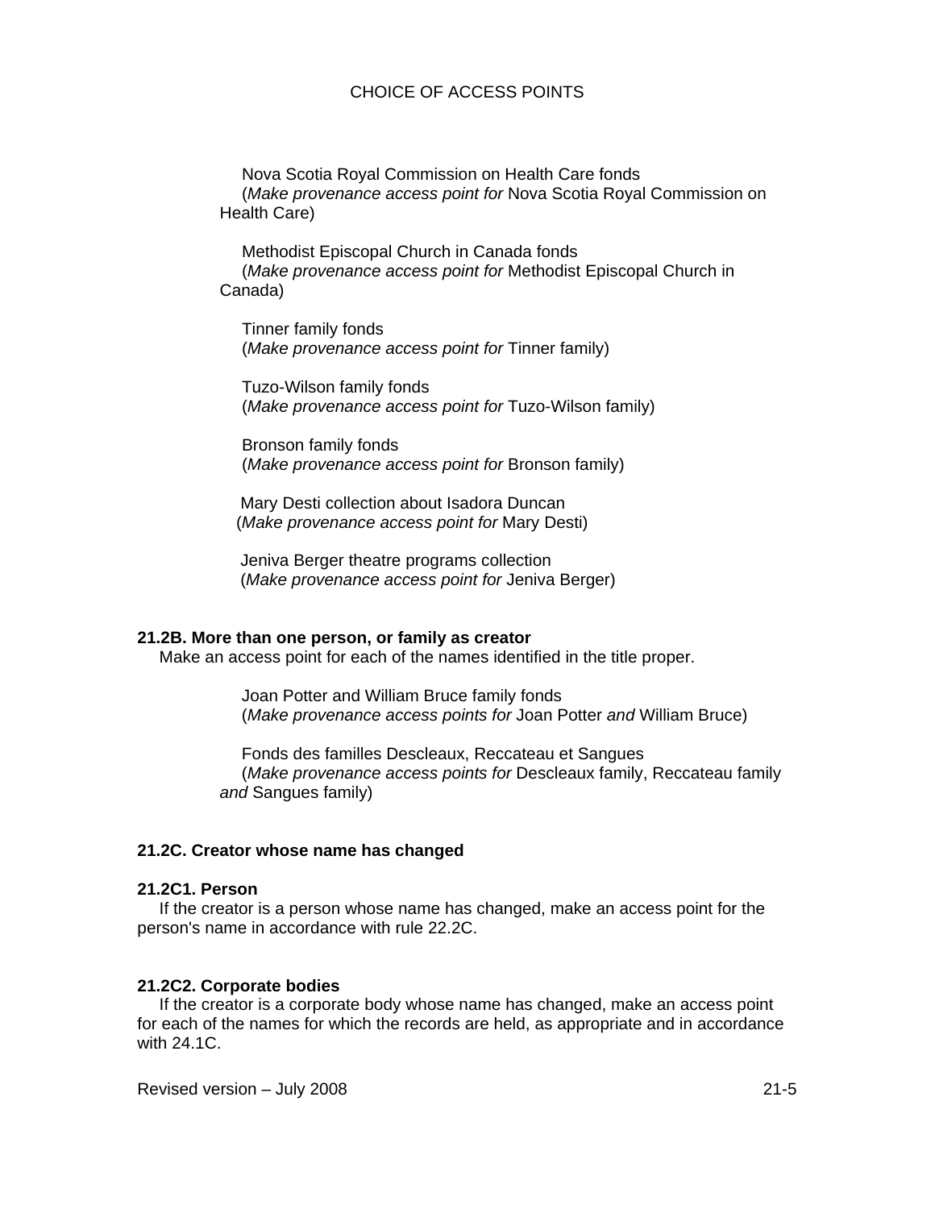Nova Scotia Royal Commission on Health Care fonds
(*Make provenance access point for* Nova Scotia Royal Commission on Health Care)

Methodist Episcopal Church in Canada fonds
(*Make provenance access point for* Methodist Episcopal Church in Canada)

Tinner family fonds
(*Make provenance access point for* Tinner family)

Tuzo-Wilson family fonds
(*Make provenance access point for* Tuzo-Wilson family)

Bronson family fonds
(*Make provenance access point for* Bronson family)

Mary Desti collection about Isadora Duncan
(*Make provenance access point for* Mary Desti)

Jeniva Berger theatre programs collection
(*Make provenance access point for* Jeniva Berger)

**21.2B. More than one person, or family as creator**

Make an access point for each of the names identified in the title proper.

Joan Potter and William Bruce family fonds
(*Make provenance access points for* Joan Potter *and* William Bruce)

Fonds des familles Descleaux, Reccateau et Sangues
(*Make provenance access points for* Descleaux family, Reccateau family *and* Sangues family)

**21.2C. Creator whose name has changed**

**21.2C1. Person**

If the creator is a person whose name has changed, make an access point for the person's name in accordance with rule 22.2C.

**21.2C2. Corporate bodies**

If the creator is a corporate body whose name has changed, make an access point for each of the names for which the records are held, as appropriate and in accordance with 24.1C.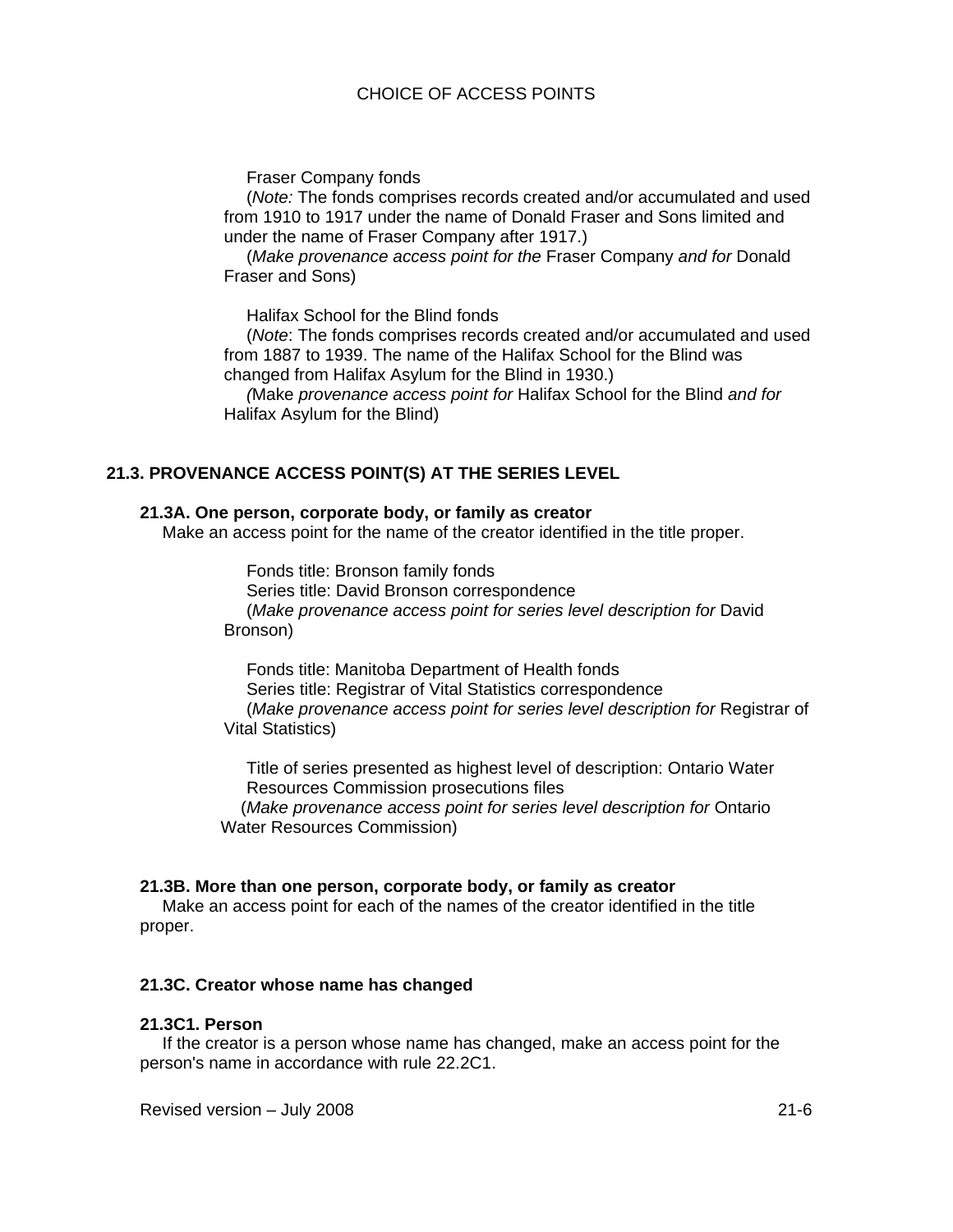Fraser Company fonds

(*Note:* The fonds comprises records created and/or accumulated and used from 1910 to 1917 under the name of Donald Fraser and Sons limited and under the name of Fraser Company after 1917.)

(*Make provenance access point for the* Fraser Company *and for* Donald Fraser and Sons)

Halifax School for the Blind fonds

(*Note*: The fonds comprises records created and/or accumulated and used from 1887 to 1939. The name of the Halifax School for the Blind was changed from Halifax Asylum for the Blind in 1930.)

*(*Make *provenance access point for* Halifax School for the Blind *and for* Halifax Asylum for the Blind)

## 21.3. PROVENANCE ACCESS POINT(S) AT THE SERIES LEVEL

### 21.3A. One person, corporate body, or family as creator

Make an access point for the name of the creator identified in the title proper.

Fonds title: Bronson family fonds
Series title: David Bronson correspondence
(*Make provenance access point for series level description for* David Bronson)

Fonds title: Manitoba Department of Health fonds
Series title: Registrar of Vital Statistics correspondence
(*Make provenance access point for series level description for* Registrar of Vital Statistics)

Title of series presented as highest level of description: Ontario Water Resources Commission prosecutions files
(*Make provenance access point for series level description for* Ontario Water Resources Commission)

### 21.3B. More than one person, corporate body, or family as creator

Make an access point for each of the names of the creator identified in the title proper.

### 21.3C. Creator whose name has changed

#### 21.3C1. Person

If the creator is a person whose name has changed, make an access point for the person's name in accordance with rule 22.2C1.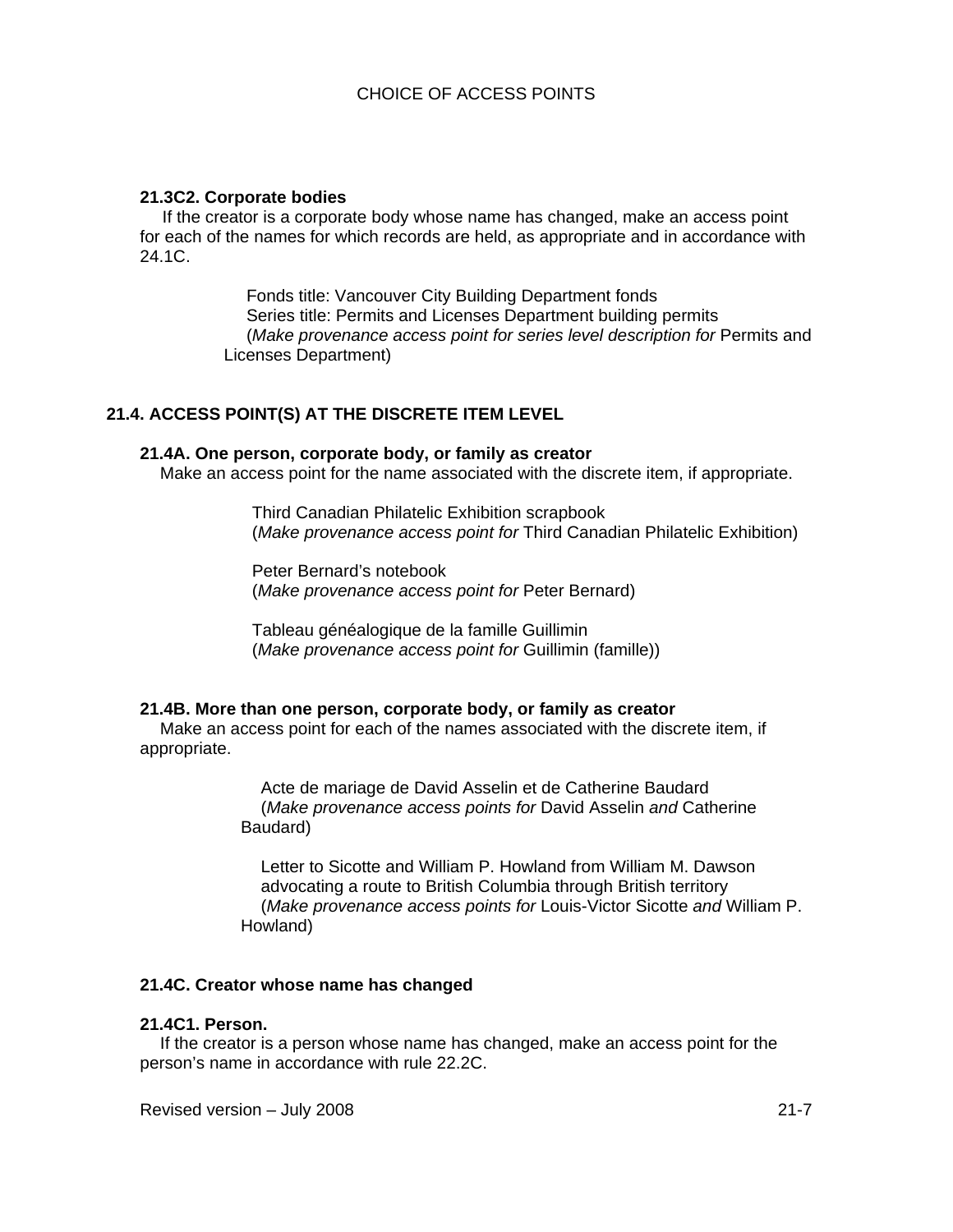**21.3C2. Corporate bodies**

If the creator is a corporate body whose name has changed, make an access point for each of the names for which records are held, as appropriate and in accordance with 24.1C.

> Fonds title: Vancouver City Building Department fonds
> Series title: Permits and Licenses Department building permits
> (*Make provenance access point for series level description for* Permits and Licenses Department)

## 21.4. ACCESS POINT(S) AT THE DISCRETE ITEM LEVEL

**21.4A. One person, corporate body, or family as creator**

Make an access point for the name associated with the discrete item, if appropriate.

> Third Canadian Philatelic Exhibition scrapbook
> (*Make provenance access point for* Third Canadian Philatelic Exhibition)
>
> Peter Bernard's notebook
> (*Make provenance access point for* Peter Bernard)
>
> Tableau généalogique de la famille Guillimin
> (*Make provenance access point for* Guillimin (famille))

**21.4B. More than one person, corporate body, or family as creator**

Make an access point for each of the names associated with the discrete item, if appropriate.

> Acte de mariage de David Asselin et de Catherine Baudard
> (*Make provenance access points for* David Asselin *and* Catherine Baudard)
>
> Letter to Sicotte and William P. Howland from William M. Dawson advocating a route to British Columbia through British territory
> (*Make provenance access points for* Louis-Victor Sicotte *and* William P. Howland)

**21.4C. Creator whose name has changed**

**21.4C1. Person.**

If the creator is a person whose name has changed, make an access point for the person's name in accordance with rule 22.2C.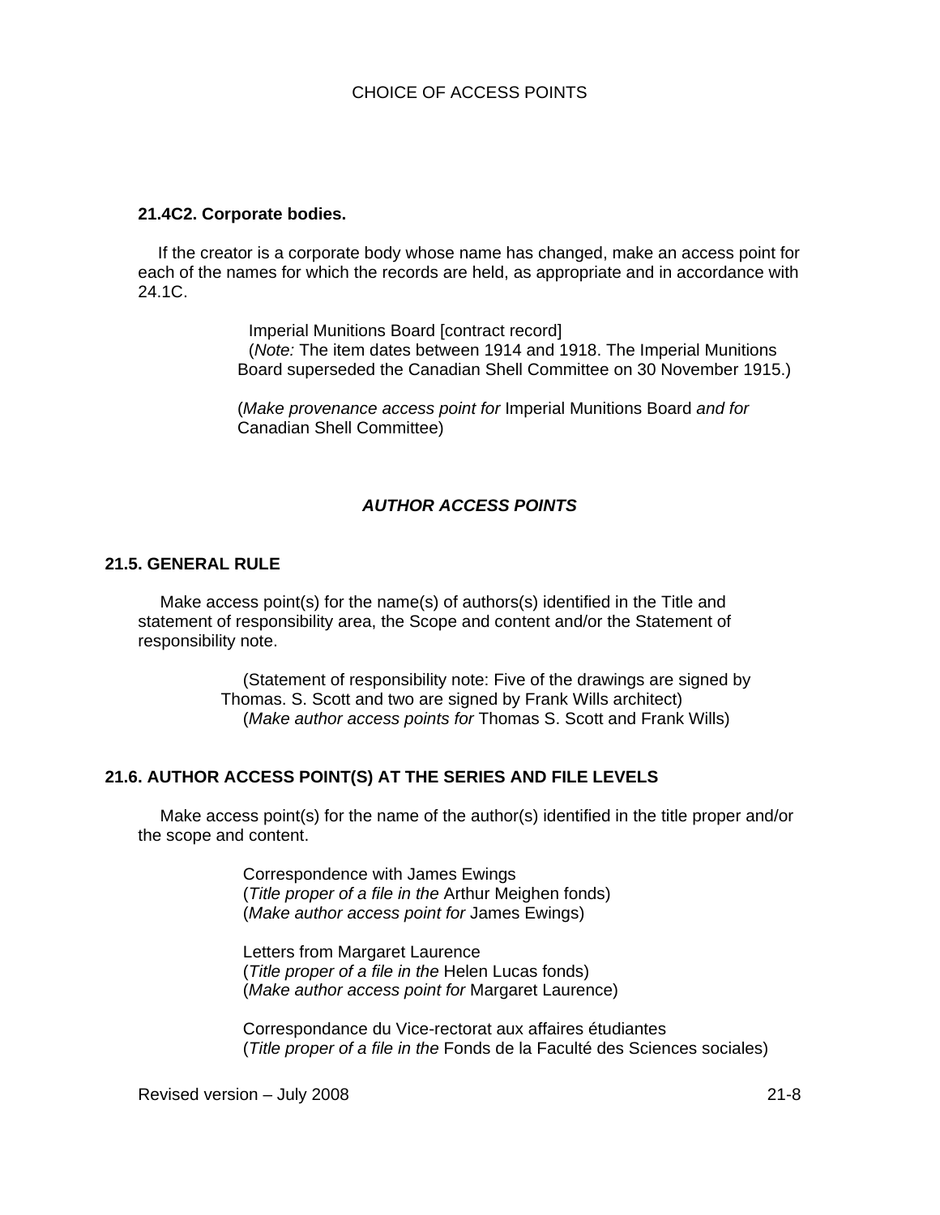#### 21.4C2. Corporate bodies.

If the creator is a corporate body whose name has changed, make an access point for each of the names for which the records are held, as appropriate and in accordance with 24.1C.

> Imperial Munitions Board [contract record]
> (*Note:* The item dates between 1914 and 1918. The Imperial Munitions Board superseded the Canadian Shell Committee on 30 November 1915.)
>
> (*Make provenance access point for* Imperial Munitions Board *and for* Canadian Shell Committee)

### *AUTHOR ACCESS POINTS*

#### 21.5. GENERAL RULE

Make access point(s) for the name(s) of authors(s) identified in the Title and statement of responsibility area, the Scope and content and/or the Statement of responsibility note.

> (Statement of responsibility note: Five of the drawings are signed by Thomas. S. Scott and two are signed by Frank Wills architect)
> (*Make author access points for* Thomas S. Scott and Frank Wills)

#### 21.6. AUTHOR ACCESS POINT(S) AT THE SERIES AND FILE LEVELS

Make access point(s) for the name of the author(s) identified in the title proper and/or the scope and content.

> Correspondence with James Ewings
> (*Title proper of a file in the* Arthur Meighen fonds)
> (*Make author access point for* James Ewings)
>
> Letters from Margaret Laurence
> (*Title proper of a file in the* Helen Lucas fonds)
> (*Make author access point for* Margaret Laurence)
>
> Correspondance du Vice-rectorat aux affaires étudiantes
> (*Title proper of a file in the* Fonds de la Faculté des Sciences sociales)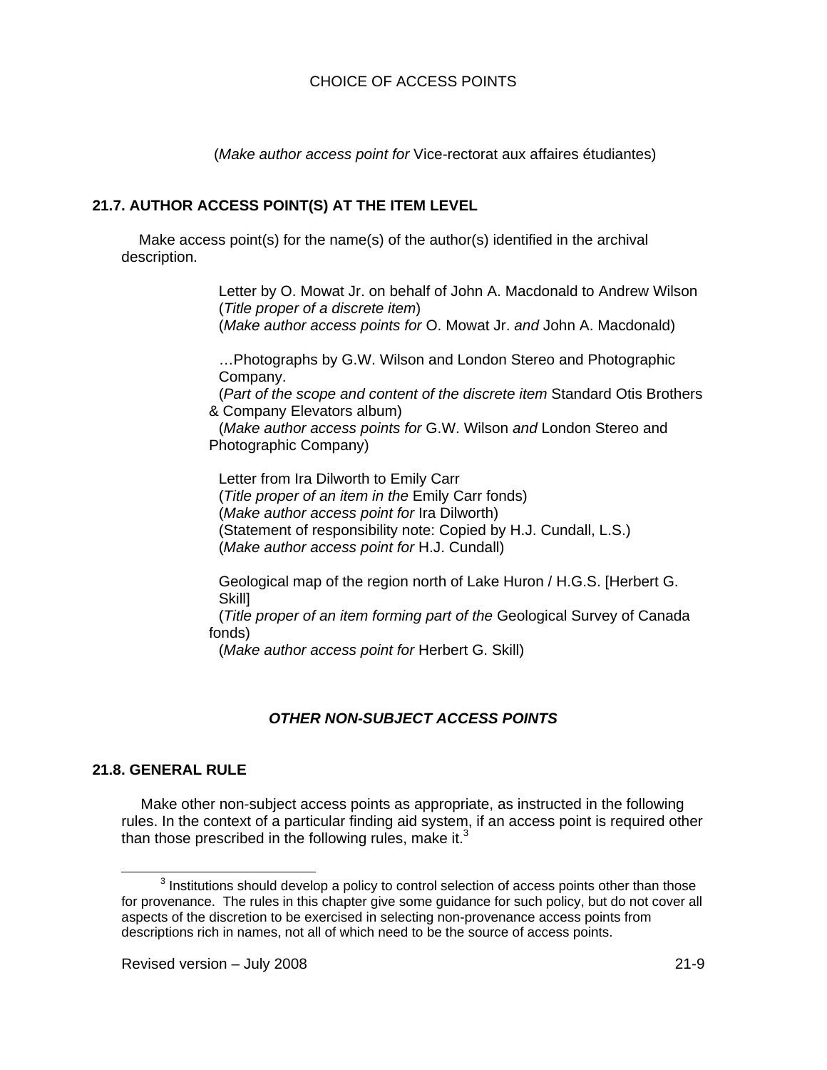(*Make author access point for* Vice-rectorat aux affaires étudiantes)

**21.7. AUTHOR ACCESS POINT(S) AT THE ITEM LEVEL**

Make access point(s) for the name(s) of the author(s) identified in the archival description.

> Letter by O. Mowat Jr. on behalf of John A. Macdonald to Andrew Wilson
> (*Title proper of a discrete item*)
> (*Make author access points for* O. Mowat Jr. *and* John A. Macdonald)
>
> …Photographs by G.W. Wilson and London Stereo and Photographic Company.
> (*Part of the scope and content of the discrete item* Standard Otis Brothers & Company Elevators album)
> (*Make author access points for* G.W. Wilson *and* London Stereo and Photographic Company)
>
> Letter from Ira Dilworth to Emily Carr
> (*Title proper of an item in the* Emily Carr fonds)
> (*Make author access point for* Ira Dilworth)
> (Statement of responsibility note: Copied by H.J. Cundall, L.S.)
> (*Make author access point for* H.J. Cundall)
>
> Geological map of the region north of Lake Huron / H.G.S. [Herbert G. Skill]
> (*Title proper of an item forming part of the* Geological Survey of Canada fonds)
> (*Make author access point for* Herbert G. Skill)

## ***OTHER NON-SUBJECT ACCESS POINTS***

**21.8. GENERAL RULE**

Make other non-subject access points as appropriate, as instructed in the following rules. In the context of a particular finding aid system, if an access point is required other than those prescribed in the following rules, make it.[3]

[3] Institutions should develop a policy to control selection of access points other than those for provenance. The rules in this chapter give some guidance for such policy, but do not cover all aspects of the discretion to be exercised in selecting non-provenance access points from descriptions rich in names, not all of which need to be the source of access points.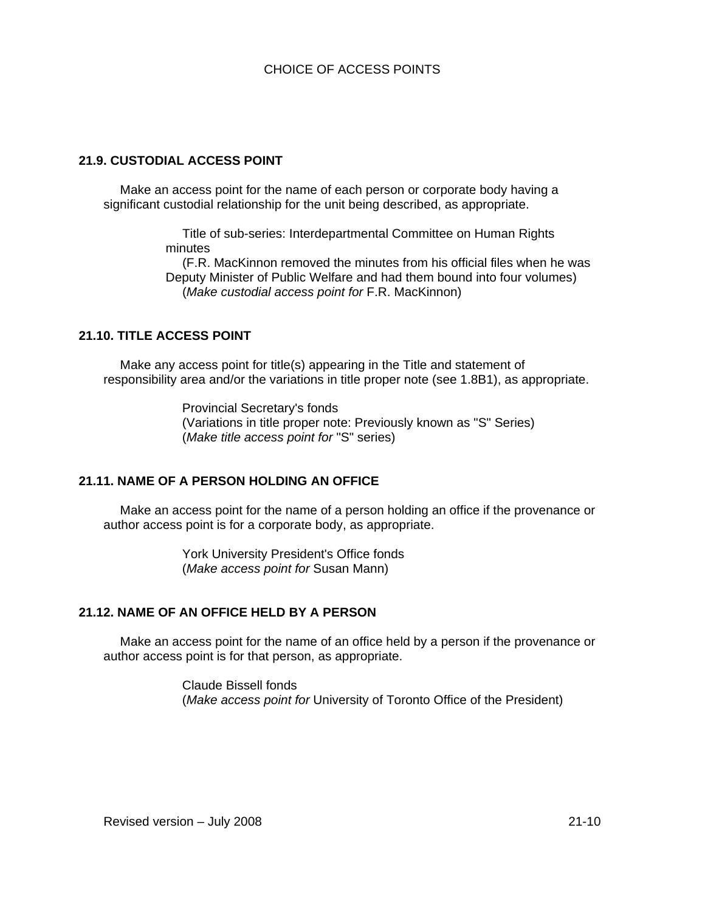## 21.9. CUSTODIAL ACCESS POINT

Make an access point for the name of each person or corporate body having a significant custodial relationship for the unit being described, as appropriate.

> Title of sub-series: Interdepartmental Committee on Human Rights minutes
> (F.R. MacKinnon removed the minutes from his official files when he was Deputy Minister of Public Welfare and had them bound into four volumes)
> (*Make custodial access point for* F.R. MacKinnon)

## 21.10. TITLE ACCESS POINT

Make any access point for title(s) appearing in the Title and statement of responsibility area and/or the variations in title proper note (see 1.8B1), as appropriate.

> Provincial Secretary's fonds
> (Variations in title proper note: Previously known as "S" Series)
> (*Make title access point for* "S" series)

## 21.11. NAME OF A PERSON HOLDING AN OFFICE

Make an access point for the name of a person holding an office if the provenance or author access point is for a corporate body, as appropriate.

> York University President's Office fonds
> (*Make access point for* Susan Mann)

## 21.12. NAME OF AN OFFICE HELD BY A PERSON

Make an access point for the name of an office held by a person if the provenance or author access point is for that person, as appropriate.

> Claude Bissell fonds
> (*Make access point for* University of Toronto Office of the President)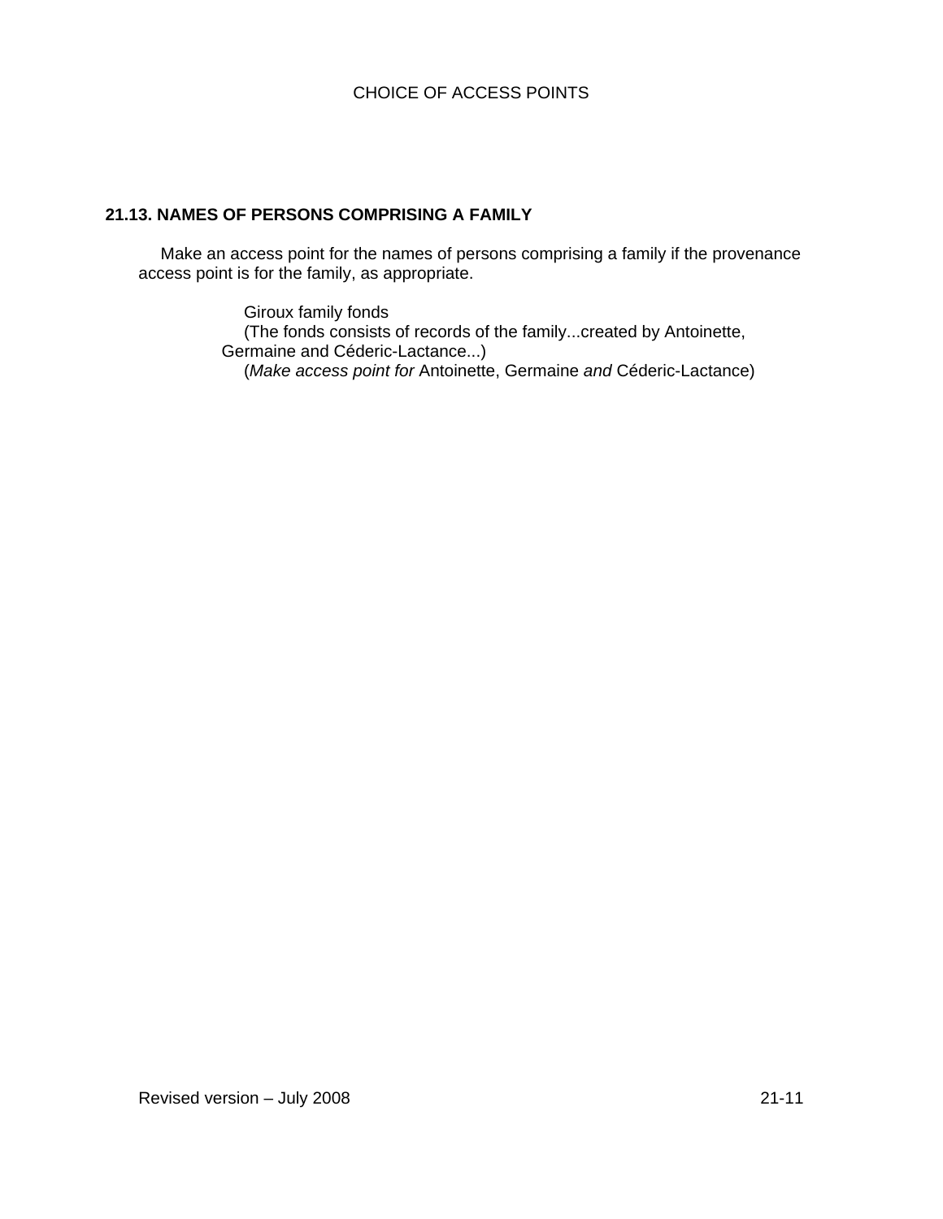## 21.13. NAMES OF PERSONS COMPRISING A FAMILY

Make an access point for the names of persons comprising a family if the provenance access point is for the family, as appropriate.

> Giroux family fonds
> (The fonds consists of records of the family...created by Antoinette, Germaine and Céderic-Lactance...)
> (*Make access point for* Antoinette, Germaine *and* Céderic-Lactance)